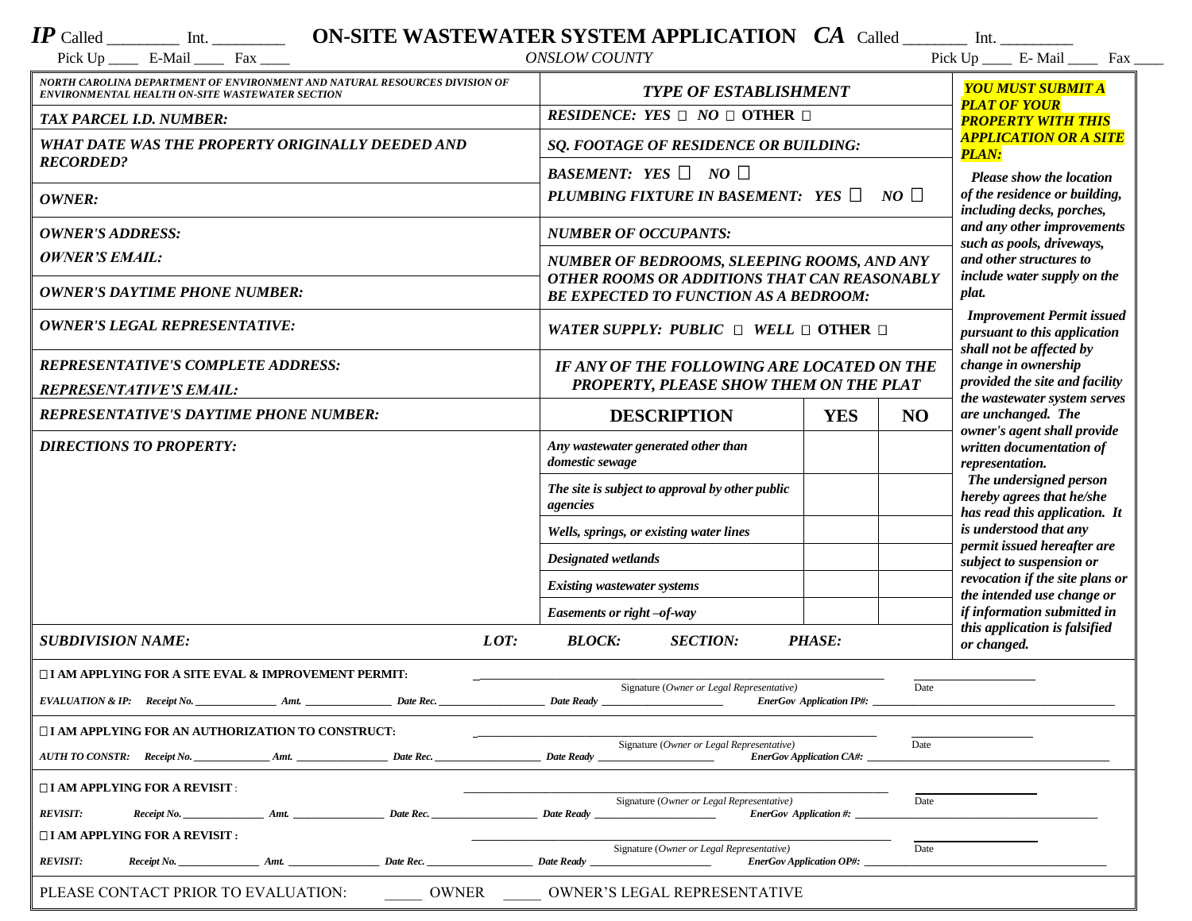**IP** Called ________ Int. ________ **ON-SITE WASTEWATER SYSTEM APPLICATION** **CA** Called _______ Int. ________

Pick Up ____ E-Mail ____ Fax ____ *ONSLOW COUNTY* Pick Up ____ E- Mail ____ Fax ____

| | | | | |
|---|---|---|---|---|
| ***NORTH CAROLINA DEPARTMENT OF ENVIRONMENT AND NATURAL RESOURCES DIVISION OF ENVIRONMENTAL HEALTH ON-SITE WASTEWATER SECTION*** | ***TYPE OF ESTABLISHMENT*** | | | ***YOU MUST SUBMIT A PLAT OF YOUR PROPERTY WITH THIS APPLICATION OR A SITE PLAN:*** |
| ***TAX PARCEL I.D. NUMBER:*** | ***RESIDENCE: YES □ NO □ OTHER □*** | | | |
| ***WHAT DATE WAS THE PROPERTY ORIGINALLY DEEDED AND RECORDED?*** | ***SQ. FOOTAGE OF RESIDENCE OR BUILDING:*** | | | |
| ***OWNER:*** | ***BASEMENT: YES □ NO □*** ***PLUMBING FIXTURE IN BASEMENT: YES □ NO □*** | | | ***Please show the location of the residence or building, including decks, porches, and any other improvements such as pools, driveways, and other structures to include water supply on the plat.*** |
| ***OWNER'S ADDRESS:*** ***OWNER'S EMAIL:*** | ***NUMBER OF OCCUPANTS:*** | | | |
| ***OWNER'S DAYTIME PHONE NUMBER:*** | ***NUMBER OF BEDROOMS, SLEEPING ROOMS, AND ANY OTHER ROOMS OR ADDITIONS THAT CAN REASONABLY BE EXPECTED TO FUNCTION AS A BEDROOM:*** | | | |
| ***OWNER'S LEGAL REPRESENTATIVE:*** | ***WATER SUPPLY: PUBLIC □ WELL □ OTHER □*** | | | ***Improvement Permit issued pursuant to this application shall not be affected by change in ownership provided the site and facility the wastewater system serves are unchanged. The owner's agent shall provide written documentation of representation.*** |
| ***REPRESENTATIVE'S COMPLETE ADDRESS:*** ***REPRESENTATIVE'S EMAIL:*** | ***IF ANY OF THE FOLLOWING ARE LOCATED ON THE PROPERTY, PLEASE SHOW THEM ON THE PLAT*** | | | |
| ***REPRESENTATIVE'S DAYTIME PHONE NUMBER:*** | **DESCRIPTION** | **YES** | **NO** | |
| ***DIRECTIONS TO PROPERTY:*** | *Any wastewater generated other than domestic sewage* | | | ***The undersigned person hereby agrees that he/she has read this application. It is understood that any permit issued hereafter are subject to suspension or revocation if the site plans or the intended use change or if information submitted in this application is falsified or changed.*** |
| | *The site is subject to approval by other public agencies* | | | |
| | *Wells, springs, or existing water lines* | | | |
| | *Designated wetlands* | | | |
| | *Existing wastewater systems* | | | |
| | *Easements or right –of-way* | | | |
| ***SUBDIVISION NAME:*** ***LOT:*** | ***BLOCK:*** ***SECTION:*** ***PHASE:*** | | | |

**□ I AM APPLYING FOR A SITE EVAL & IMPROVEMENT PERMIT:** ______________________________ Signature (*Owner or Legal Representative*) ____________ Date

***EVALUATION & IP:*** ***Receipt No.*** ____________ ***Amt.*** ____________ ***Date Rec.*** ____________ ***Date Ready*** ____________ ***EnerGov Application IP#:*** ____________

**□ I AM APPLYING FOR AN AUTHORIZATION TO CONSTRUCT:** ______________________________ Signature (*Owner or Legal Representative*) ____________ Date

***AUTH TO CONSTR:*** ***Receipt No.*** ____________ ***Amt.*** ____________ ***Date Rec.*** ____________ ***Date Ready*** ____________ ***EnerGov Application CA#:*** ____________

**□ I AM APPLYING FOR A REVISIT** : ______________________________ Signature (*Owner or Legal Representative*) ____________ Date

***REVISIT:*** ***Receipt No.*** ____________ ***Amt.*** ____________ ***Date Rec.*** ____________ ***Date Ready*** ____________ ***EnerGov Application #:*** ____________

**□ I AM APPLYING FOR A REVISIT :** ______________________________ Signature (*Owner or Legal Representative*) ____________ Date

***REVISIT:*** ***Receipt No.*** ____________ ***Amt.*** ____________ ***Date Rec.*** ____________ ***Date Ready*** ____________ ***EnerGov Application OP#:*** ____________

PLEASE CONTACT PRIOR TO EVALUATION: _____ OWNER _____ OWNER'S LEGAL REPRESENTATIVE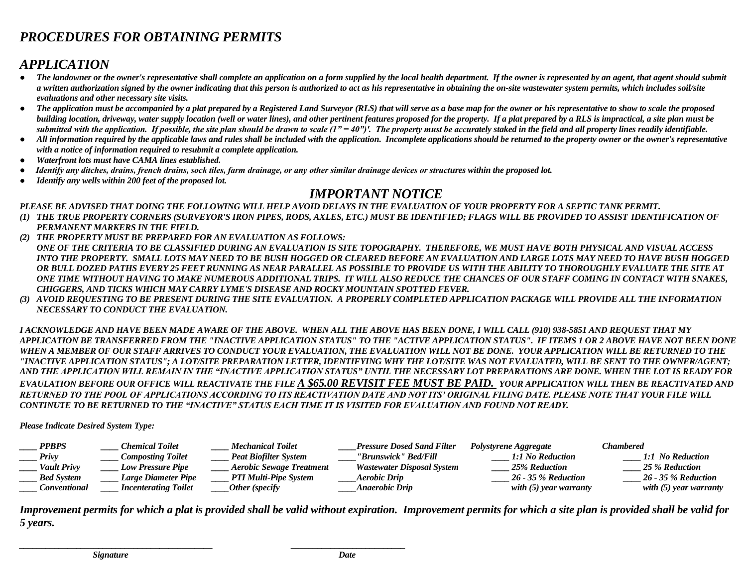# *PROCEDURES FOR OBTAINING PERMITS*

## *APPLICATION*

- ***The landowner or the owner's representative shall complete an application on a form supplied by the local health department. If the owner is represented by an agent, that agent should submit a written authorization signed by the owner indicating that this person is authorized to act as his representative in obtaining the on-site wastewater system permits, which includes soil/site evaluations and other necessary site visits.***
- ***The application must be accompanied by a plat prepared by a Registered Land Surveyor (RLS) that will serve as a base map for the owner or his representative to show to scale the proposed building location, driveway, water supply location (well or water lines), and other pertinent features proposed for the property. If a plat prepared by a RLS is impractical, a site plan must be submitted with the application. If possible, the site plan should be drawn to scale (1" = 40")'. The property must be accurately staked in the field and all property lines readily identifiable.***
- ***All information required by the applicable laws and rules shall be included with the application. Incomplete applications should be returned to the property owner or the owner's representative with a notice of information required to resubmit a complete application.***
- ***Waterfront lots must have CAMA lines established.***
- ***Identify any ditches, drains, french drains, sock tiles, farm drainage, or any other similar drainage devices or structures within the proposed lot.***
- ***Identify any wells within 200 feet of the proposed lot.***

## *IMPORTANT NOTICE*

***PLEASE BE ADVISED THAT DOING THE FOLLOWING WILL HELP AVOID DELAYS IN THE EVALUATION OF YOUR PROPERTY FOR A SEPTIC TANK PERMIT.***

***(1) THE TRUE PROPERTY CORNERS (SURVEYOR'S IRON PIPES, RODS, AXLES, ETC.) MUST BE IDENTIFIED; FLAGS WILL BE PROVIDED TO ASSIST IDENTIFICATION OF PERMANENT MARKERS IN THE FIELD.***

***(2) THE PROPERTY MUST BE PREPARED FOR AN EVALUATION AS FOLLOWS:
ONE OF THE CRITERIA TO BE CLASSIFIED DURING AN EVALUATION IS SITE TOPOGRAPHY. THEREFORE, WE MUST HAVE BOTH PHYSICAL AND VISUAL ACCESS INTO THE PROPERTY. SMALL LOTS MAY NEED TO BE BUSH HOGGED OR CLEARED BEFORE AN EVALUATION AND LARGE LOTS MAY NEED TO HAVE BUSH HOGGED OR BULL DOZED PATHS EVERY 25 FEET RUNNING AS NEAR PARALLEL AS POSSIBLE TO PROVIDE US WITH THE ABILITY TO THOROUGHLY EVALUATE THE SITE AT ONE TIME WITHOUT HAVING TO MAKE NUMEROUS ADDITIONAL TRIPS. IT WILL ALSO REDUCE THE CHANCES OF OUR STAFF COMING IN CONTACT WITH SNAKES, CHIGGERS, AND TICKS WHICH MAY CARRY LYME'S DISEASE AND ROCKY MOUNTAIN SPOTTED FEVER.***

***(3) AVOID REQUESTING TO BE PRESENT DURING THE SITE EVALUATION. A PROPERLY COMPLETED APPLICATION PACKAGE WILL PROVIDE ALL THE INFORMATION NECESSARY TO CONDUCT THE EVALUATION.***

***I ACKNOWLEDGE AND HAVE BEEN MADE AWARE OF THE ABOVE. WHEN ALL THE ABOVE HAS BEEN DONE, I WILL CALL (910) 938-5851 AND REQUEST THAT MY APPLICATION BE TRANSFERRED FROM THE "INACTIVE APPLICATION STATUS" TO THE "ACTIVE APPLICATION STATUS". IF ITEMS 1 OR 2 ABOVE HAVE NOT BEEN DONE WHEN A MEMBER OF OUR STAFF ARRIVES TO CONDUCT YOUR EVALUATION, THE EVALUATION WILL NOT BE DONE. YOUR APPLICATION WILL BE RETURNED TO THE "INACTIVE APPLICATION STATUS"; A LOT/SITE PREPARATION LETTER, IDENTIFYING WHY THE LOT/SITE WAS NOT EVALUATED, WILL BE SENT TO THE OWNER/AGENT; AND THE APPLICATION WILL REMAIN IN THE "INACTIVE APPLICATION STATUS" UNTIL THE NECESSARY LOT PREPARATIONS ARE DONE. WHEN THE LOT IS READY FOR EVAULATION BEFORE OUR OFFICE WILL REACTIVATE THE FILE A $65.00 REVISIT FEE MUST BE PAID. YOUR APPLICATION WILL THEN BE REACTIVATED AND RETURNED TO THE POOL OF APPLICATIONS ACCORDING TO ITS REACTIVATION DATE AND NOT ITS' ORIGINAL FILING DATE. PLEASE NOTE THAT YOUR FILE WILL CONTINUTE TO BE RETURNED TO THE "INACTIVE" STATUS EACH TIME IT IS VISITED FOR EVALUATION AND FOUND NOT READY.***

***Please Indicate Desired System Type:***

| | | | | | |
|---|---|---|---|---|---|
| ____ PPBPS | ____ Chemical Toilet | ____ Mechanical Toilet | ____Pressure Dosed Sand Filter | Polystyrene Aggregate | Chambered |
| ____ Privy | ____ Composting Toilet | ____ Peat Biofilter System | ____"Brunswick" Bed/Fill Wastewater Disposal System | ____ 1:1 No Reduction | ____ 1:1 No Reduction |
| ____ Vault Privy | ____ Low Pressure Pipe | ____ Aerobic Sewage Treatment | | ____ 25% Reduction | ____ 25 % Reduction |
| ____ Bed System | ____ Large Diameter Pipe | ____ PTI Multi-Pipe System | ____Aerobic Drip | ____ 26 - 35 % Reduction with (5) year warranty | ____ 26 - 35 % Reduction with (5) year warranty |
| ____ Conventional | ____ Incenterating Toilet | ____Other (specify | ____Anaerobic Drip | | |

***Improvement permits for which a plat is provided shall be valid without expiration. Improvement permits for which a site plan is provided shall be valid for 5 years.***

\_\_\_\_\_\_\_\_\_\_\_\_\_\_\_\_\_\_\_\_\_\_\_\_\_\_\_\_\_\_\_\_\_\_\_\_\_\_\_\_ \_\_\_\_\_\_\_\_\_\_\_\_\_\_\_\_\_\_\_\_\_\_\_\_\_\_

***Signature*** ***Date***